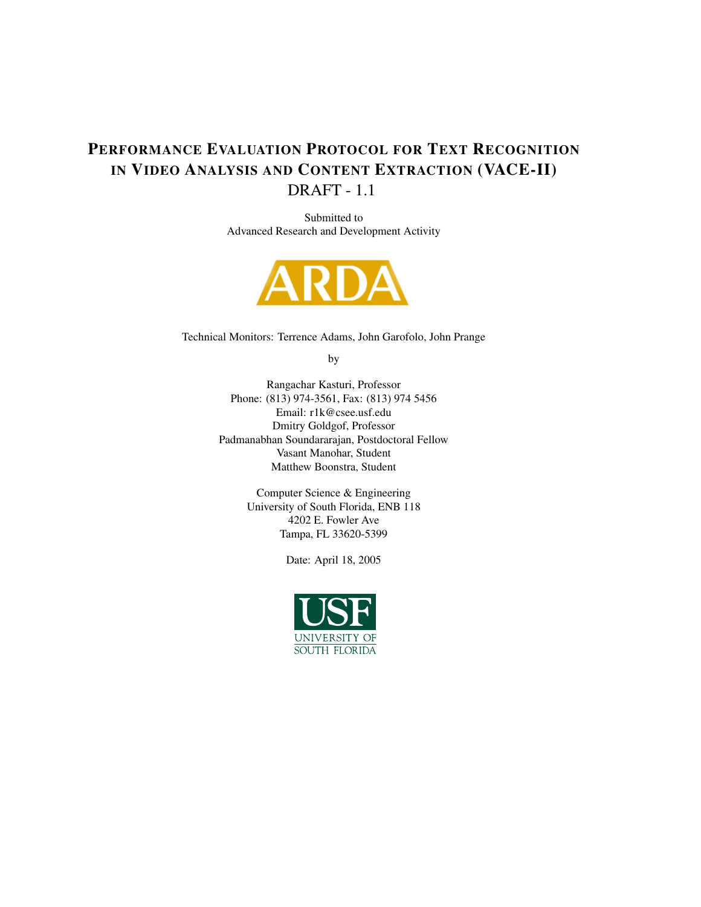# Performance Evaluation Protocol for Text Recognition in Video Analysis and Content Extraction (VACE-II)

DRAFT - 1.1

Submitted to
Advanced Research and Development Activity

ARDA

Technical Monitors: Terrence Adams, John Garofolo, John Prange

by

Rangachar Kasturi, Professor
Phone: (813) 974-3561, Fax: (813) 974 5456
Email: r1k@csee.usf.edu
Dmitry Goldgof, Professor
Padmanabhan Soundararajan, Postdoctoral Fellow
Vasant Manohar, Student
Matthew Boonstra, Student

Computer Science & Engineering
University of South Florida, ENB 118
4202 E. Fowler Ave
Tampa, FL 33620-5399

Date: April 18, 2005

USF
UNIVERSITY OF
SOUTH FLORIDA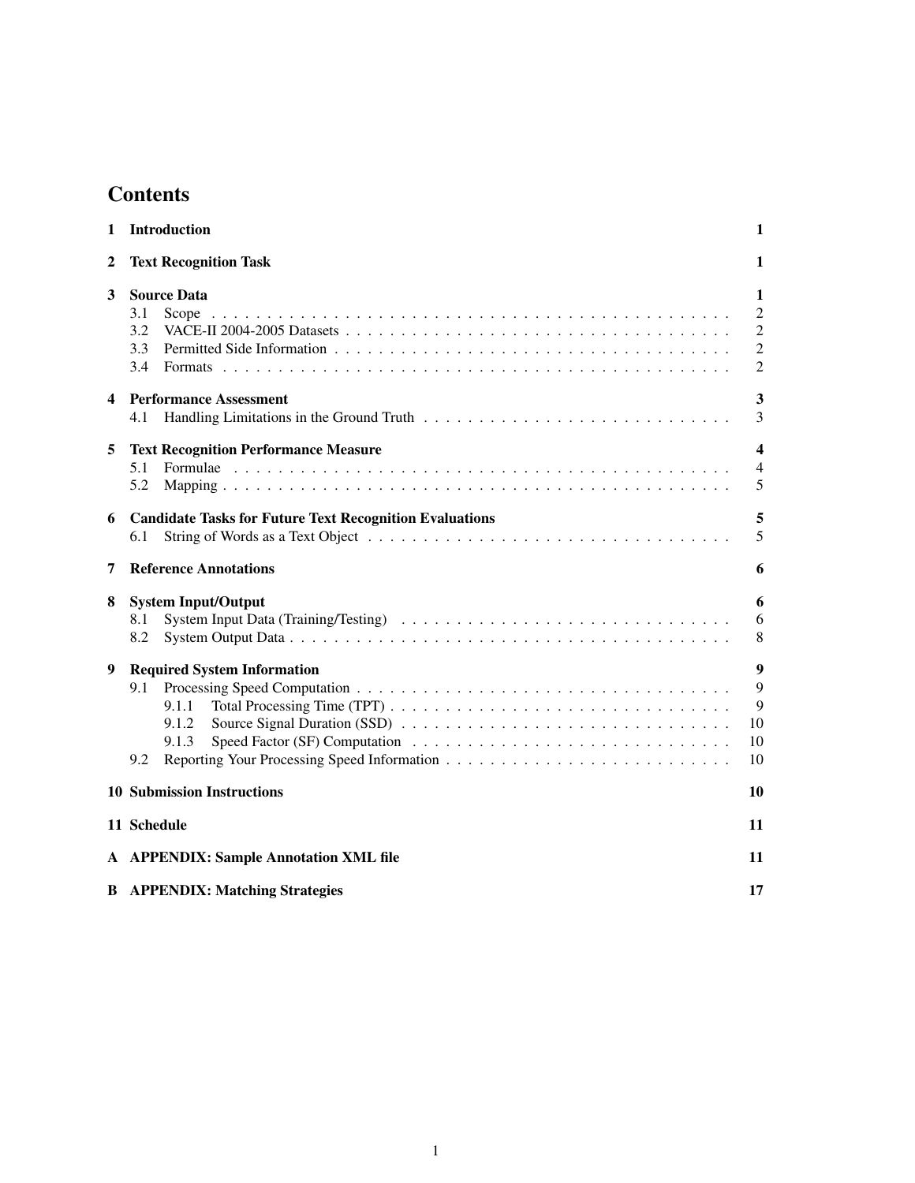# Contents

| | | |
|---|---|---|
| **1** | **Introduction** | **1** |
| **2** | **Text Recognition Task** | **1** |
| **3** | **Source Data** | **1** |
| | 3.1 Scope | 2 |
| | 3.2 VACE-II 2004-2005 Datasets | 2 |
| | 3.3 Permitted Side Information | 2 |
| | 3.4 Formats | 2 |
| **4** | **Performance Assessment** | **3** |
| | 4.1 Handling Limitations in the Ground Truth | 3 |
| **5** | **Text Recognition Performance Measure** | **4** |
| | 5.1 Formulae | 4 |
| | 5.2 Mapping | 5 |
| **6** | **Candidate Tasks for Future Text Recognition Evaluations** | **5** |
| | 6.1 String of Words as a Text Object | 5 |
| **7** | **Reference Annotations** | **6** |
| **8** | **System Input/Output** | **6** |
| | 8.1 System Input Data (Training/Testing) | 6 |
| | 8.2 System Output Data | 8 |
| **9** | **Required System Information** | **9** |
| | 9.1 Processing Speed Computation | 9 |
| | 9.1.1 Total Processing Time (TPT) | 9 |
| | 9.1.2 Source Signal Duration (SSD) | 10 |
| | 9.1.3 Speed Factor (SF) Computation | 10 |
| | 9.2 Reporting Your Processing Speed Information | 10 |
| **10** | **Submission Instructions** | **10** |
| **11** | **Schedule** | **11** |
| **A** | **APPENDIX: Sample Annotation XML file** | **11** |
| **B** | **APPENDIX: Matching Strategies** | **17** |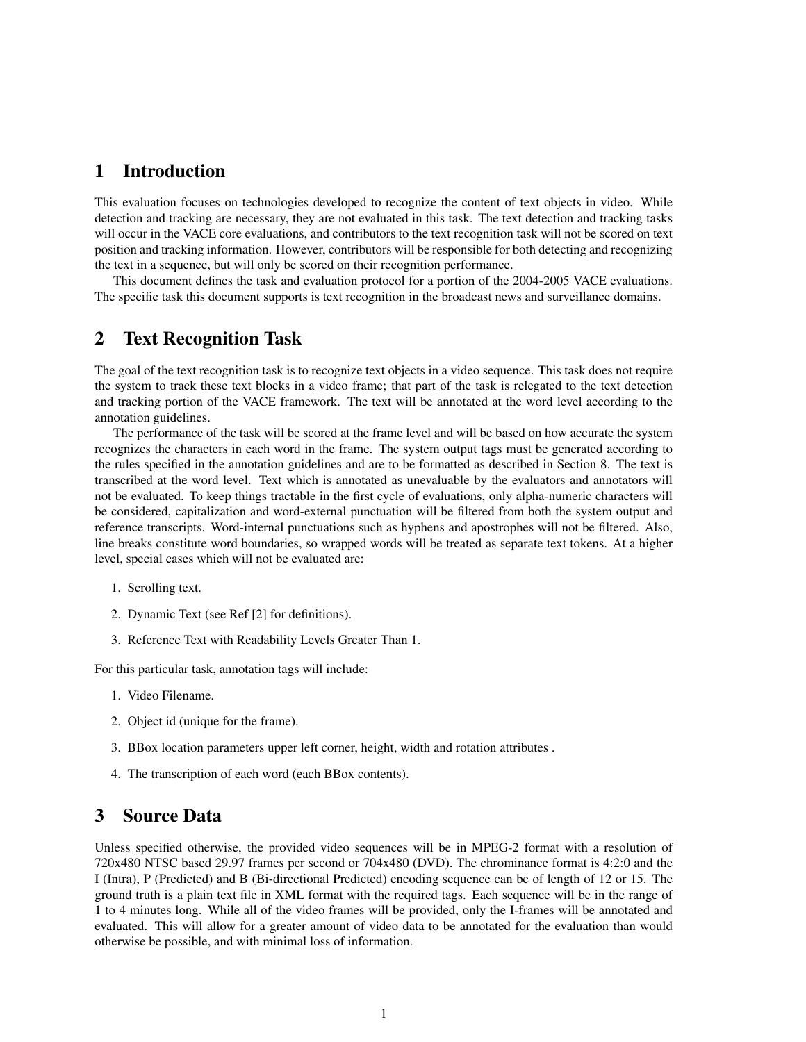# 1 Introduction

This evaluation focuses on technologies developed to recognize the content of text objects in video. While detection and tracking are necessary, they are not evaluated in this task. The text detection and tracking tasks will occur in the VACE core evaluations, and contributors to the text recognition task will not be scored on text position and tracking information. However, contributors will be responsible for both detecting and recognizing the text in a sequence, but will only be scored on their recognition performance.

This document defines the task and evaluation protocol for a portion of the 2004-2005 VACE evaluations. The specific task this document supports is text recognition in the broadcast news and surveillance domains.

# 2 Text Recognition Task

The goal of the text recognition task is to recognize text objects in a video sequence. This task does not require the system to track these text blocks in a video frame; that part of the task is relegated to the text detection and tracking portion of the VACE framework. The text will be annotated at the word level according to the annotation guidelines.

The performance of the task will be scored at the frame level and will be based on how accurate the system recognizes the characters in each word in the frame. The system output tags must be generated according to the rules specified in the annotation guidelines and are to be formatted as described in Section 8. The text is transcribed at the word level. Text which is annotated as unevaluable by the evaluators and annotators will not be evaluated. To keep things tractable in the first cycle of evaluations, only alpha-numeric characters will be considered, capitalization and word-external punctuation will be filtered from both the system output and reference transcripts. Word-internal punctuations such as hyphens and apostrophes will not be filtered. Also, line breaks constitute word boundaries, so wrapped words will be treated as separate text tokens. At a higher level, special cases which will not be evaluated are:

1. Scrolling text.
2. Dynamic Text (see Ref [2] for definitions).
3. Reference Text with Readability Levels Greater Than 1.

For this particular task, annotation tags will include:

1. Video Filename.
2. Object id (unique for the frame).
3. BBox location parameters upper left corner, height, width and rotation attributes .
4. The transcription of each word (each BBox contents).

# 3 Source Data

Unless specified otherwise, the provided video sequences will be in MPEG-2 format with a resolution of 720x480 NTSC based 29.97 frames per second or 704x480 (DVD). The chrominance format is 4:2:0 and the I (Intra), P (Predicted) and B (Bi-directional Predicted) encoding sequence can be of length of 12 or 15. The ground truth is a plain text file in XML format with the required tags. Each sequence will be in the range of 1 to 4 minutes long. While all of the video frames will be provided, only the I-frames will be annotated and evaluated. This will allow for a greater amount of video data to be annotated for the evaluation than would otherwise be possible, and with minimal loss of information.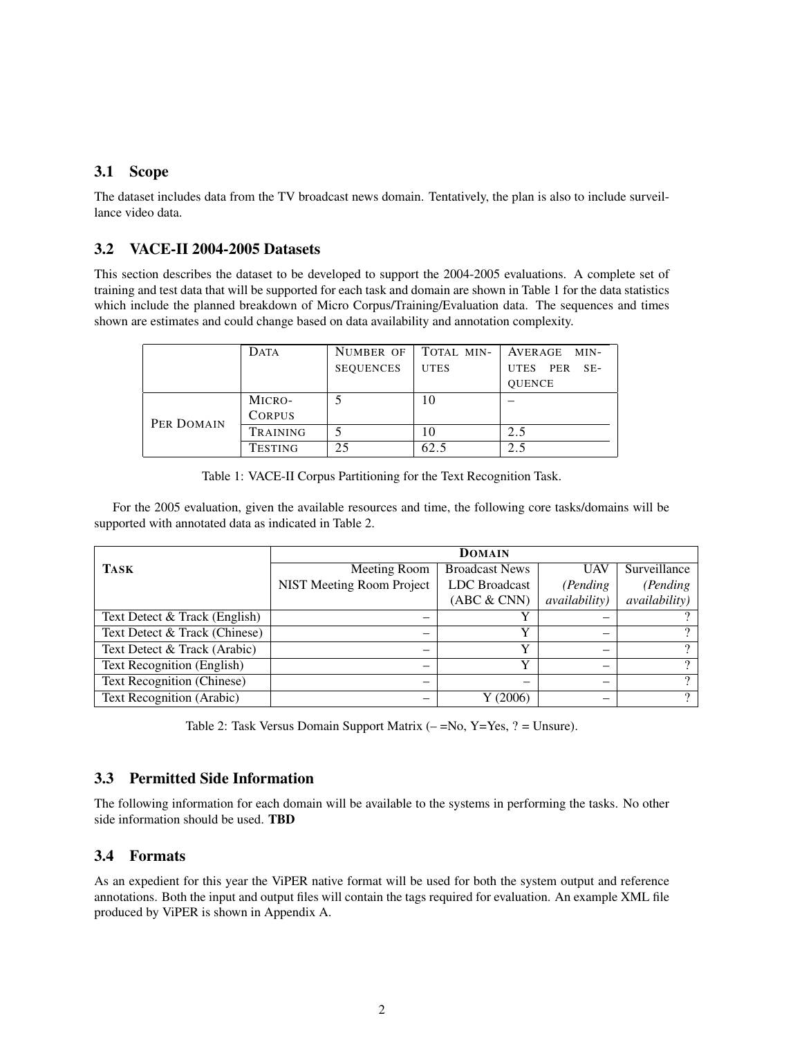### 3.1 Scope

The dataset includes data from the TV broadcast news domain. Tentatively, the plan is also to include surveillance video data.

### 3.2 VACE-II 2004-2005 Datasets

This section describes the dataset to be developed to support the 2004-2005 evaluations. A complete set of training and test data that will be supported for each task and domain are shown in Table 1 for the data statistics which include the planned breakdown of Micro Corpus/Training/Evaluation data. The sequences and times shown are estimates and could change based on data availability and annotation complexity.

| | DATA | NUMBER OF SEQUENCES | TOTAL MINUTES | AVERAGE MINUTES PER SEQUENCE |
|---|---|---|---|---|
| PER DOMAIN | MICRO-CORPUS | 5 | 10 | – |
| | TRAINING | 5 | 10 | 2.5 |
| | TESTING | 25 | 62.5 | 2.5 |

Table 1: VACE-II Corpus Partitioning for the Text Recognition Task.

For the 2005 evaluation, given the available resources and time, the following core tasks/domains will be supported with annotated data as indicated in Table 2.

| **TASK** | **DOMAIN** | | | |
|---|---|---|---|---|
| | Meeting Room NIST Meeting Room Project | Broadcast News LDC Broadcast (ABC & CNN) | UAV *(Pending availability)* | Surveillance *(Pending availability)* |
| Text Detect & Track (English) | – | Y | – | ? |
| Text Detect & Track (Chinese) | – | Y | – | ? |
| Text Detect & Track (Arabic) | – | Y | – | ? |
| Text Recognition (English) | – | Y | – | ? |
| Text Recognition (Chinese) | – | – | – | ? |
| Text Recognition (Arabic) | – | Y (2006) | – | ? |

Table 2: Task Versus Domain Support Matrix (– =No, Y=Yes, ? = Unsure).

### 3.3 Permitted Side Information

The following information for each domain will be available to the systems in performing the tasks. No other side information should be used. **TBD**

### 3.4 Formats

As an expedient for this year the ViPER native format will be used for both the system output and reference annotations. Both the input and output files will contain the tags required for evaluation. An example XML file produced by ViPER is shown in Appendix A.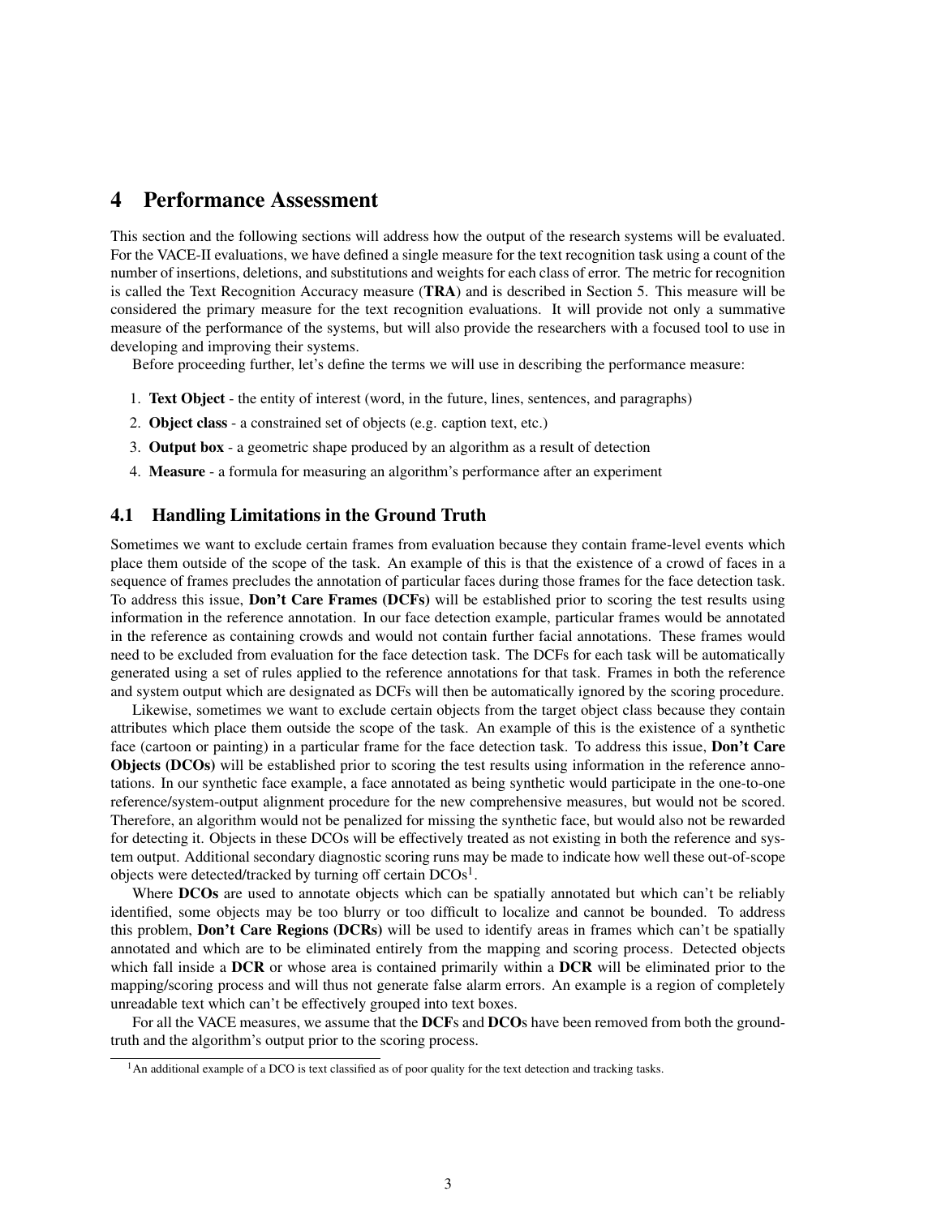# 4 Performance Assessment

This section and the following sections will address how the output of the research systems will be evaluated. For the VACE-II evaluations, we have defined a single measure for the text recognition task using a count of the number of insertions, deletions, and substitutions and weights for each class of error. The metric for recognition is called the Text Recognition Accuracy measure (**TRA**) and is described in Section 5. This measure will be considered the primary measure for the text recognition evaluations. It will provide not only a summative measure of the performance of the systems, but will also provide the researchers with a focused tool to use in developing and improving their systems.

Before proceeding further, let's define the terms we will use in describing the performance measure:

1. **Text Object** - the entity of interest (word, in the future, lines, sentences, and paragraphs)
2. **Object class** - a constrained set of objects (e.g. caption text, etc.)
3. **Output box** - a geometric shape produced by an algorithm as a result of detection
4. **Measure** - a formula for measuring an algorithm's performance after an experiment

## 4.1 Handling Limitations in the Ground Truth

Sometimes we want to exclude certain frames from evaluation because they contain frame-level events which place them outside of the scope of the task. An example of this is that the existence of a crowd of faces in a sequence of frames precludes the annotation of particular faces during those frames for the face detection task. To address this issue, **Don't Care Frames (DCFs)** will be established prior to scoring the test results using information in the reference annotation. In our face detection example, particular frames would be annotated in the reference as containing crowds and would not contain further facial annotations. These frames would need to be excluded from evaluation for the face detection task. The DCFs for each task will be automatically generated using a set of rules applied to the reference annotations for that task. Frames in both the reference and system output which are designated as DCFs will then be automatically ignored by the scoring procedure.

Likewise, sometimes we want to exclude certain objects from the target object class because they contain attributes which place them outside the scope of the task. An example of this is the existence of a synthetic face (cartoon or painting) in a particular frame for the face detection task. To address this issue, **Don't Care Objects (DCOs)** will be established prior to scoring the test results using information in the reference annotations. In our synthetic face example, a face annotated as being synthetic would participate in the one-to-one reference/system-output alignment procedure for the new comprehensive measures, but would not be scored. Therefore, an algorithm would not be penalized for missing the synthetic face, but would also not be rewarded for detecting it. Objects in these DCOs will be effectively treated as not existing in both the reference and system output. Additional secondary diagnostic scoring runs may be made to indicate how well these out-of-scope objects were detected/tracked by turning off certain DCOs[1].

Where **DCOs** are used to annotate objects which can be spatially annotated but which can't be reliably identified, some objects may be too blurry or too difficult to localize and cannot be bounded. To address this problem, **Don't Care Regions (DCRs)** will be used to identify areas in frames which can't be spatially annotated and which are to be eliminated entirely from the mapping and scoring process. Detected objects which fall inside a **DCR** or whose area is contained primarily within a **DCR** will be eliminated prior to the mapping/scoring process and will thus not generate false alarm errors. An example is a region of completely unreadable text which can't be effectively grouped into text boxes.

For all the VACE measures, we assume that the **DCF**s and **DCO**s have been removed from both the groundtruth and the algorithm's output prior to the scoring process.

[1] An additional example of a DCO is text classified as of poor quality for the text detection and tracking tasks.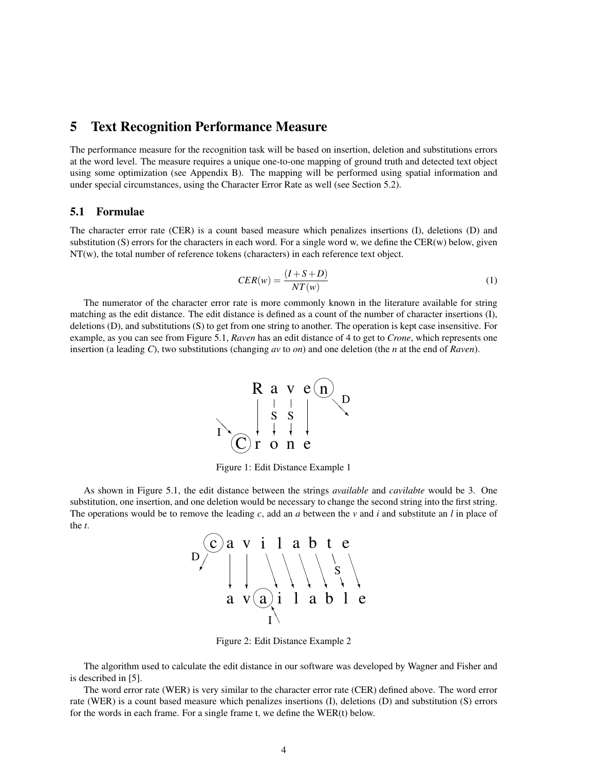## 5 Text Recognition Performance Measure

The performance measure for the recognition task will be based on insertion, deletion and substitutions errors at the word level. The measure requires a unique one-to-one mapping of ground truth and detected text object using some optimization (see Appendix B). The mapping will be performed using spatial information and under special circumstances, using the Character Error Rate as well (see Section 5.2).

### 5.1 Formulae

The character error rate (CER) is a count based measure which penalizes insertions (I), deletions (D) and substitution (S) errors for the characters in each word. For a single word w, we define the CER(w) below, given NT(w), the total number of reference tokens (characters) in each reference text object.

$$CER(w) = \frac{(I+S+D)}{NT(w)} \tag{1}$$

The numerator of the character error rate is more commonly known in the literature available for string matching as the edit distance. The edit distance is defined as a count of the number of character insertions (I), deletions (D), and substitutions (S) to get from one string to another. The operation is kept case insensitive. For example, as you can see from Figure 5.1, *Raven* has an edit distance of 4 to get to *Crone*, which represents one insertion (a leading *C*), two substitutions (changing *av* to *on*) and one deletion (the *n* at the end of *Raven*).

Figure 1: Edit Distance Example 1

As shown in Figure 5.1, the edit distance between the strings *available* and *cavilabte* would be 3. One substitution, one insertion, and one deletion would be necessary to change the second string into the first string. The operations would be to remove the leading *c*, add an *a* between the *v* and *i* and substitute an *l* in place of the *t*.

Figure 2: Edit Distance Example 2

The algorithm used to calculate the edit distance in our software was developed by Wagner and Fisher and is described in [5].

The word error rate (WER) is very similar to the character error rate (CER) defined above. The word error rate (WER) is a count based measure which penalizes insertions (I), deletions (D) and substitution (S) errors for the words in each frame. For a single frame t, we define the WER(t) below.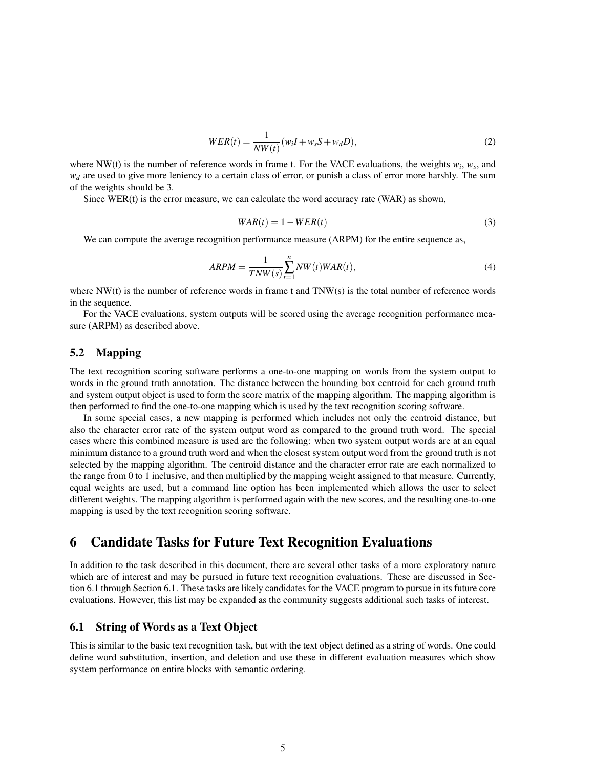$$WER(t) = \frac{1}{NW(t)}(w_i I + w_s S + w_d D), \tag{2}$$

where NW(t) is the number of reference words in frame t. For the VACE evaluations, the weights $w_i$, $w_s$, and $w_d$ are used to give more leniency to a certain class of error, or punish a class of error more harshly. The sum of the weights should be 3.

Since WER(t) is the error measure, we can calculate the word accuracy rate (WAR) as shown,

$$WAR(t) = 1 - WER(t) \tag{3}$$

We can compute the average recognition performance measure (ARPM) for the entire sequence as,

$$ARPM = \frac{1}{TNW(s)} \sum_{t=1}^{n} NW(t) WAR(t), \tag{4}$$

where NW(t) is the number of reference words in frame t and TNW(s) is the total number of reference words in the sequence.

For the VACE evaluations, system outputs will be scored using the average recognition performance measure (ARPM) as described above.

## 5.2 Mapping

The text recognition scoring software performs a one-to-one mapping on words from the system output to words in the ground truth annotation. The distance between the bounding box centroid for each ground truth and system output object is used to form the score matrix of the mapping algorithm. The mapping algorithm is then performed to find the one-to-one mapping which is used by the text recognition scoring software.

In some special cases, a new mapping is performed which includes not only the centroid distance, but also the character error rate of the system output word as compared to the ground truth word. The special cases where this combined measure is used are the following: when two system output words are at an equal minimum distance to a ground truth word and when the closest system output word from the ground truth is not selected by the mapping algorithm. The centroid distance and the character error rate are each normalized to the range from 0 to 1 inclusive, and then multiplied by the mapping weight assigned to that measure. Currently, equal weights are used, but a command line option has been implemented which allows the user to select different weights. The mapping algorithm is performed again with the new scores, and the resulting one-to-one mapping is used by the text recognition scoring software.

# 6 Candidate Tasks for Future Text Recognition Evaluations

In addition to the task described in this document, there are several other tasks of a more exploratory nature which are of interest and may be pursued in future text recognition evaluations. These are discussed in Section 6.1 through Section 6.1. These tasks are likely candidates for the VACE program to pursue in its future core evaluations. However, this list may be expanded as the community suggests additional such tasks of interest.

## 6.1 String of Words as a Text Object

This is similar to the basic text recognition task, but with the text object defined as a string of words. One could define word substitution, insertion, and deletion and use these in different evaluation measures which show system performance on entire blocks with semantic ordering.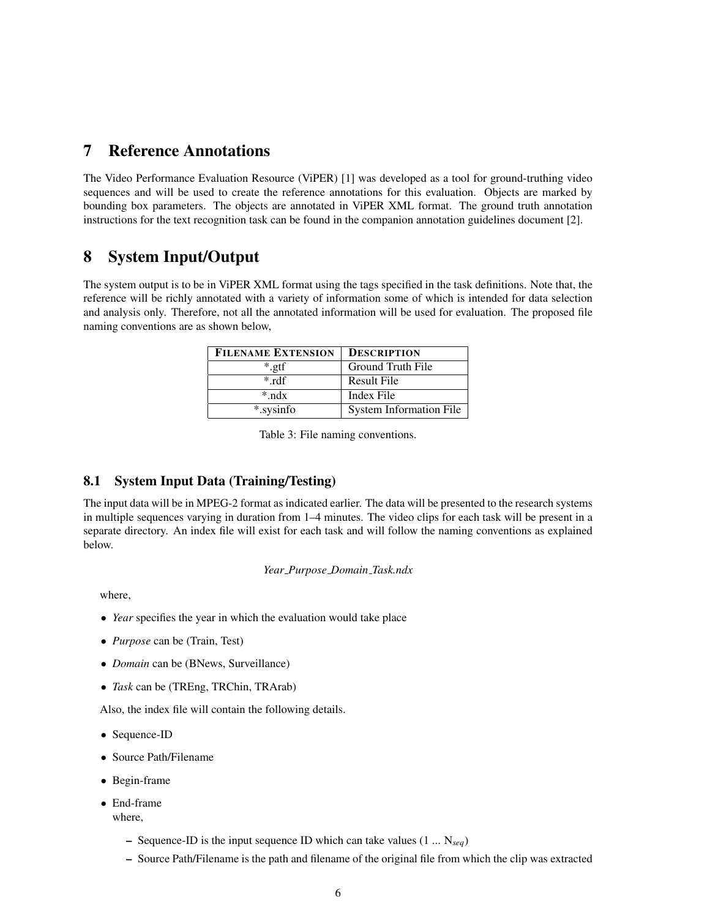# 7 Reference Annotations

The Video Performance Evaluation Resource (ViPER) [1] was developed as a tool for ground-truthing video sequences and will be used to create the reference annotations for this evaluation. Objects are marked by bounding box parameters. The objects are annotated in ViPER XML format. The ground truth annotation instructions for the text recognition task can be found in the companion annotation guidelines document [2].

# 8 System Input/Output

The system output is to be in ViPER XML format using the tags specified in the task definitions. Note that, the reference will be richly annotated with a variety of information some of which is intended for data selection and analysis only. Therefore, not all the annotated information will be used for evaluation. The proposed file naming conventions are as shown below,

| FILENAME EXTENSION | DESCRIPTION |
|---|---|
| *.gtf | Ground Truth File |
| *.rdf | Result File |
| *.ndx | Index File |
| *.sysinfo | System Information File |

Table 3: File naming conventions.

## 8.1 System Input Data (Training/Testing)

The input data will be in MPEG-2 format as indicated earlier. The data will be presented to the research systems in multiple sequences varying in duration from 1–4 minutes. The video clips for each task will be present in a separate directory. An index file will exist for each task and will follow the naming conventions as explained below.

*Year_Purpose_Domain_Task.ndx*

where,

- *Year* specifies the year in which the evaluation would take place
- *Purpose* can be (Train, Test)
- *Domain* can be (BNews, Surveillance)
- *Task* can be (TREng, TRChin, TRArab)

Also, the index file will contain the following details.

- Sequence-ID
- Source Path/Filename
- Begin-frame
- End-frame

  where,

  – Sequence-ID is the input sequence ID which can take values (1 ... $N_{seq}$)

  – Source Path/Filename is the path and filename of the original file from which the clip was extracted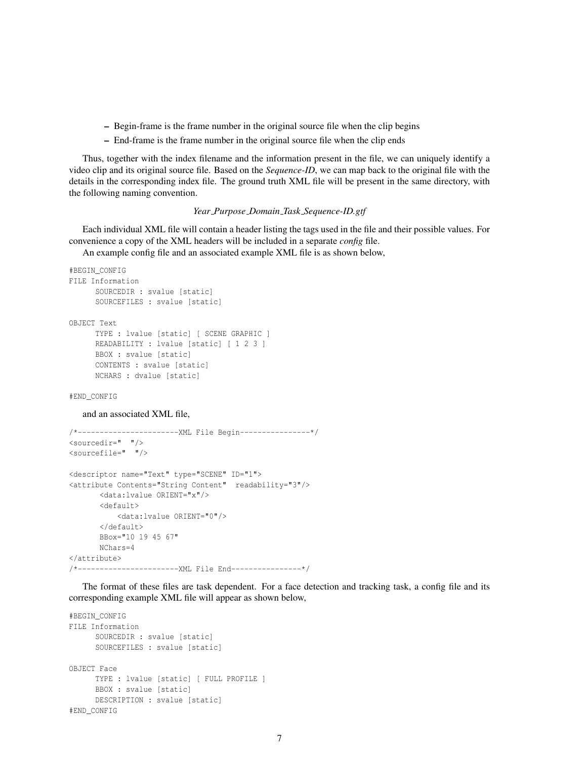– Begin-frame is the frame number in the original source file when the clip begins

– End-frame is the frame number in the original source file when the clip ends

Thus, together with the index filename and the information present in the file, we can uniquely identify a video clip and its original source file. Based on the *Sequence-ID*, we can map back to the original file with the details in the corresponding index file. The ground truth XML file will be present in the same directory, with the following naming convention.

*Year_Purpose_Domain_Task_Sequence-ID.gtf*

Each individual XML file will contain a header listing the tags used in the file and their possible values. For convenience a copy of the XML headers will be included in a separate *config* file.

An example config file and an associated example XML file is as shown below,

```
#BEGIN_CONFIG
FILE Information
      SOURCEDIR : svalue [static]
      SOURCEFILES : svalue [static]

OBJECT Text
      TYPE : lvalue [static] [ SCENE GRAPHIC ]
      READABILITY : lvalue [static] [ 1 2 3 ]
      BBOX : svalue [static]
      CONTENTS : svalue [static]
      NCHARS : dvalue [static]

#END_CONFIG
```

and an associated XML file,

```
/*-----------------------XML File Begin----------------*/
<sourcedir="  "/>
<sourcefile="  "/>

<descriptor name="Text" type="SCENE" ID="1">
<attribute Contents="String Content"  readability="3"/>
       <data:lvalue ORIENT="x"/>
       <default>
           <data:lvalue ORIENT="0"/>
       </default>
       BBox="10 19 45 67"
       NChars=4
</attribute>
/*-----------------------XML File End----------------*/
```

The format of these files are task dependent. For a face detection and tracking task, a config file and its corresponding example XML file will appear as shown below,

```
#BEGIN_CONFIG
FILE Information
      SOURCEDIR : svalue [static]
      SOURCEFILES : svalue [static]

OBJECT Face
      TYPE : lvalue [static] [ FULL PROFILE ]
      BBOX : svalue [static]
      DESCRIPTION : svalue [static]
#END_CONFIG
```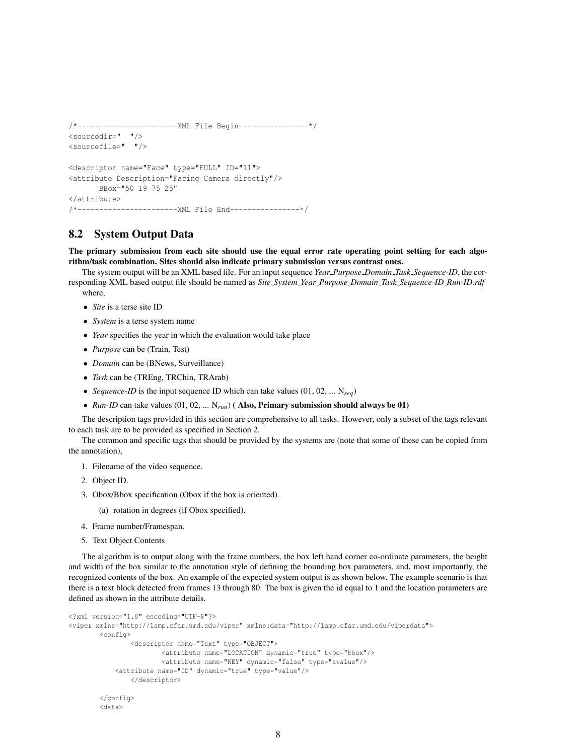```
/*-----------------------XML File Begin----------------*/
<sourcedir="  "/>
<sourcefile="  "/>

<descriptor name="Face" type="FULL" ID="11">
<attribute Description="Facing Camera directly"/>
       BBox="50 19 75 25"
</attribute>
/*-----------------------XML File End----------------*/
```

## 8.2 System Output Data

**The primary submission from each site should use the equal error rate operating point setting for each algorithm/task combination. Sites should also indicate primary submission versus contrast ones.**

The system output will be an XML based file. For an input sequence *Year_Purpose_Domain_Task_Sequence-ID*, the corresponding XML based output file should be named as *Site_System_Year_Purpose_Domain_Task_Sequence-ID_Run-ID.rdf* where,

- *Site* is a terse site ID
- *System* is a terse system name
- *Year* specifies the year in which the evaluation would take place
- *Purpose* can be (Train, Test)
- *Domain* can be (BNews, Surveillance)
- *Task* can be (TREng, TRChin, TRArab)
- *Sequence-ID* is the input sequence ID which can take values (01, 02, ... $N_{seq}$)
- *Run-ID* can take values (01, 02, ... $N_{run}$) **( Also, Primary submission should always be 01)**

The description tags provided in this section are comprehensive to all tasks. However, only a subset of the tags relevant to each task are to be provided as specified in Section 2.

The common and specific tags that should be provided by the systems are (note that some of these can be copied from the annotation),

1. Filename of the video sequence.
2. Object ID.
3. Obox/Bbox specification (Obox if the box is oriented).
   (a) rotation in degrees (if Obox specified).
4. Frame number/Framespan.
5. Text Object Contents

The algorithm is to output along with the frame numbers, the box left hand corner co-ordinate parameters, the height and width of the box similar to the annotation style of defining the bounding box parameters, and, most importantly, the recognized contents of the box. An example of the expected system output is as shown below. The example scenario is that there is a text block detected from frames 13 through 80. The box is given the id equal to 1 and the location parameters are defined as shown in the attribute details.

```
<?xml version="1.0" encoding="UTF-8"?>
<viper xmlns="http://lamp.cfar.umd.edu/viper" xmlns:data="http://lamp.cfar.umd.edu/viperdata">
        <config>
                <descriptor name="Text" type="OBJECT">
                        <attribute name="LOCATION" dynamic="true" type="bbox"/>
                        <attribute name="KEY" dynamic="false" type="svalue"/>
            <attribute name="ID" dynamic="true" type="value"/>
                </descriptor>

        </config>
        <data>
```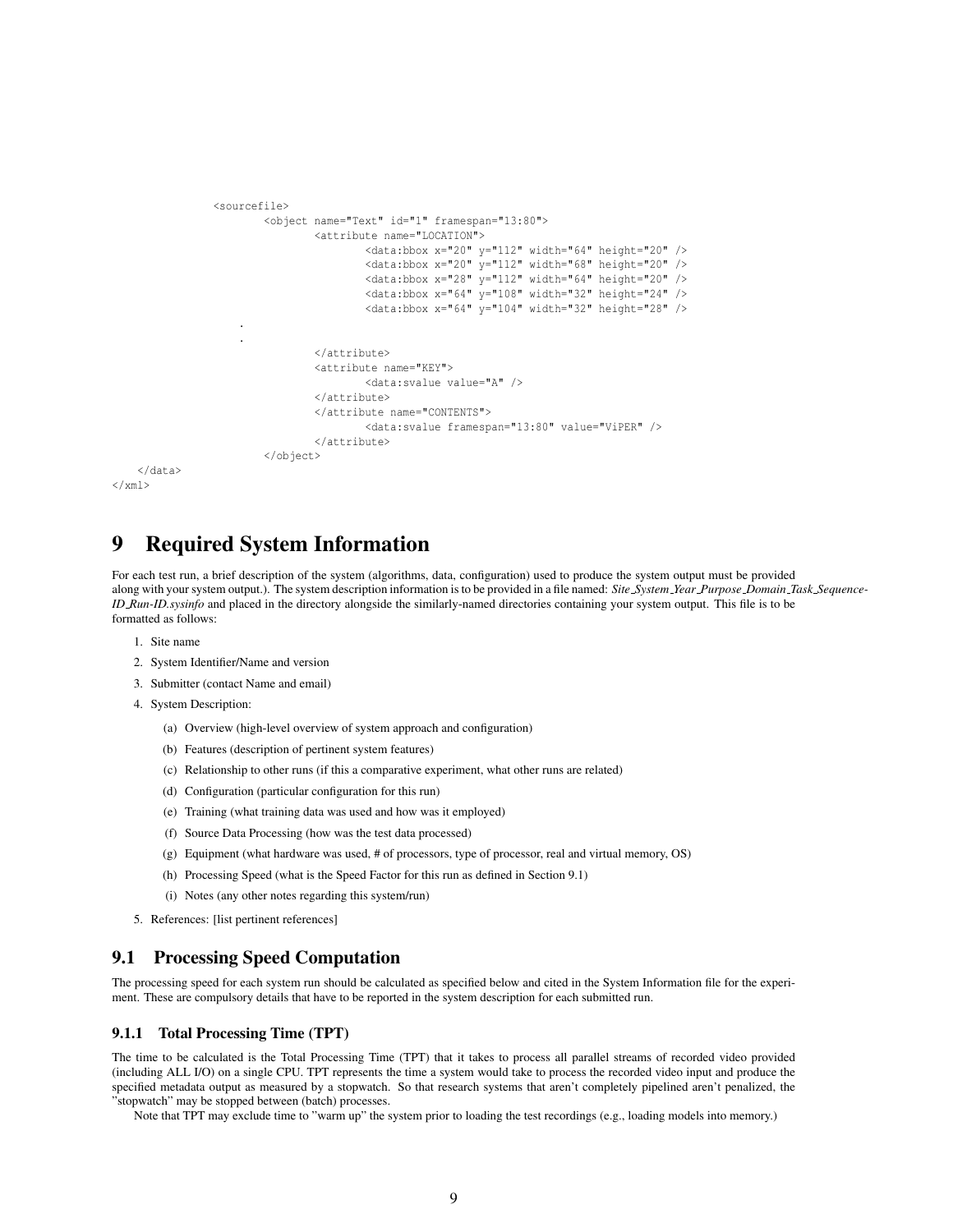```
                <sourcefile>
                        <object name="Text" id="1" framespan="13:80">
                                <attribute name="LOCATION">
                                        <data:bbox x="20" y="112" width="64" height="20" />
                                        <data:bbox x="20" y="112" width="68" height="20" />
                                        <data:bbox x="28" y="112" width="64" height="20" />
                                        <data:bbox x="64" y="108" width="32" height="24" />
                                        <data:bbox x="64" y="104" width="32" height="28" />
                    .
                    .
                                </attribute>
                                <attribute name="KEY">
                                        <data:svalue value="A" />
                                </attribute>
                                </attribute name="CONTENTS">
                                        <data:svalue framespan="13:80" value="ViPER" />
                                </attribute>
                        </object>
    </data>
</xml>
```

# 9 Required System Information

For each test run, a brief description of the system (algorithms, data, configuration) used to produce the system output must be provided along with your system output.). The system description information is to be provided in a file named: *Site_System_Year_Purpose_Domain_Task_Sequence-ID_Run-ID.sysinfo* and placed in the directory alongside the similarly-named directories containing your system output. This file is to be formatted as follows:

1. Site name
2. System Identifier/Name and version
3. Submitter (contact Name and email)
4. System Description:
   (a) Overview (high-level overview of system approach and configuration)
   (b) Features (description of pertinent system features)
   (c) Relationship to other runs (if this a comparative experiment, what other runs are related)
   (d) Configuration (particular configuration for this run)
   (e) Training (what training data was used and how was it employed)
   (f) Source Data Processing (how was the test data processed)
   (g) Equipment (what hardware was used, # of processors, type of processor, real and virtual memory, OS)
   (h) Processing Speed (what is the Speed Factor for this run as defined in Section 9.1)
   (i) Notes (any other notes regarding this system/run)
5. References: [list pertinent references]

## 9.1 Processing Speed Computation

The processing speed for each system run should be calculated as specified below and cited in the System Information file for the experiment. These are compulsory details that have to be reported in the system description for each submitted run.

### 9.1.1 Total Processing Time (TPT)

The time to be calculated is the Total Processing Time (TPT) that it takes to process all parallel streams of recorded video provided (including ALL I/O) on a single CPU. TPT represents the time a system would take to process the recorded video input and produce the specified metadata output as measured by a stopwatch. So that research systems that aren't completely pipelined aren't penalized, the "stopwatch" may be stopped between (batch) processes.

Note that TPT may exclude time to "warm up" the system prior to loading the test recordings (e.g., loading models into memory.)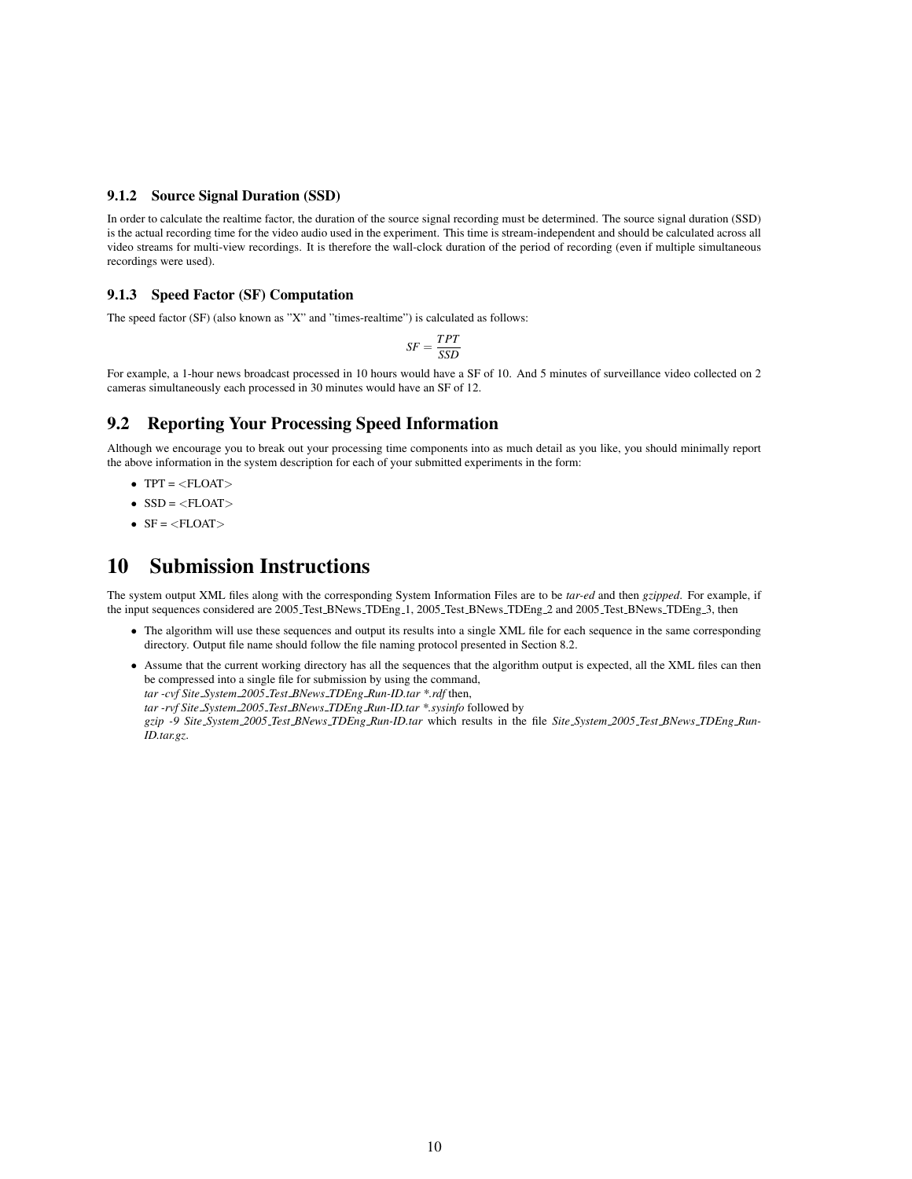### 9.1.2 Source Signal Duration (SSD)

In order to calculate the realtime factor, the duration of the source signal recording must be determined. The source signal duration (SSD) is the actual recording time for the video audio used in the experiment. This time is stream-independent and should be calculated across all video streams for multi-view recordings. It is therefore the wall-clock duration of the period of recording (even if multiple simultaneous recordings were used).

### 9.1.3 Speed Factor (SF) Computation

The speed factor (SF) (also known as "X" and "times-realtime") is calculated as follows:

$$SF = \frac{TPT}{SSD}$$

For example, a 1-hour news broadcast processed in 10 hours would have a SF of 10. And 5 minutes of surveillance video collected on 2 cameras simultaneously each processed in 30 minutes would have an SF of 12.

## 9.2 Reporting Your Processing Speed Information

Although we encourage you to break out your processing time components into as much detail as you like, you should minimally report the above information in the system description for each of your submitted experiments in the form:

- TPT = <FLOAT>
- SSD = <FLOAT>
- SF = <FLOAT>

# 10 Submission Instructions

The system output XML files along with the corresponding System Information Files are to be *tar-ed* and then *gzipped*. For example, if the input sequences considered are 2005_Test_BNews_TDEng_1, 2005_Test_BNews_TDEng_2 and 2005_Test_BNews_TDEng_3, then

- The algorithm will use these sequences and output its results into a single XML file for each sequence in the same corresponding directory. Output file name should follow the file naming protocol presented in Section 8.2.
- Assume that the current working directory has all the sequences that the algorithm output is expected, all the XML files can then be compressed into a single file for submission by using the command,
  *tar -cvf Site_System_2005_Test_BNews_TDEng_Run-ID.tar *.rdf* then,
  *tar -rvf Site_System_2005_Test_BNews_TDEng_Run-ID.tar *.sysinfo* followed by
  *gzip -9 Site_System_2005_Test_BNews_TDEng_Run-ID.tar* which results in the file *Site_System_2005_Test_BNews_TDEng_Run-ID.tar.gz*.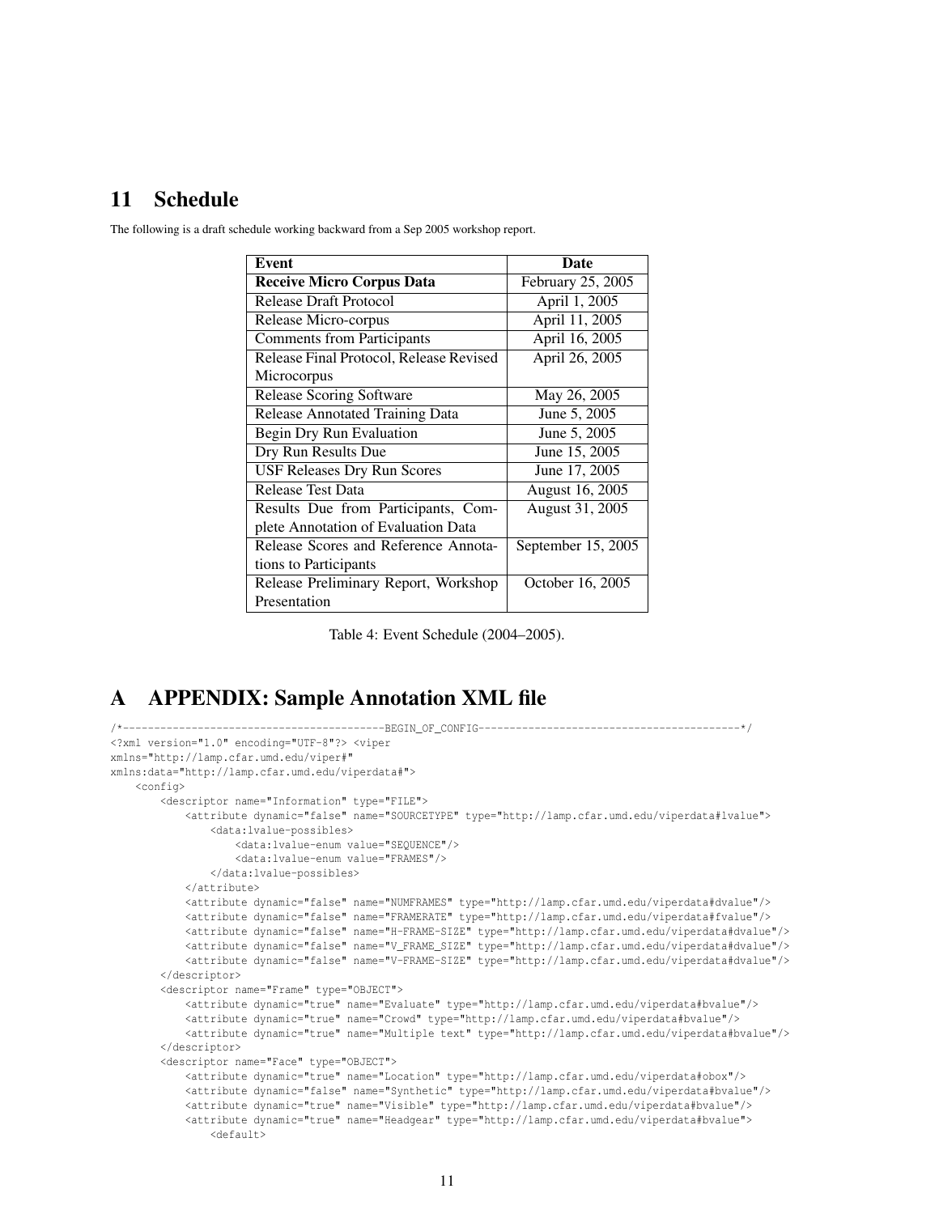## 11 Schedule

The following is a draft schedule working backward from a Sep 2005 workshop report.

| Event | Date |
|---|---|
| **Receive Micro Corpus Data** | February 25, 2005 |
| Release Draft Protocol | April 1, 2005 |
| Release Micro-corpus | April 11, 2005 |
| Comments from Participants | April 16, 2005 |
| Release Final Protocol, Release Revised Microcorpus | April 26, 2005 |
| Release Scoring Software | May 26, 2005 |
| Release Annotated Training Data | June 5, 2005 |
| Begin Dry Run Evaluation | June 5, 2005 |
| Dry Run Results Due | June 15, 2005 |
| USF Releases Dry Run Scores | June 17, 2005 |
| Release Test Data | August 16, 2005 |
| Results Due from Participants, Complete Annotation of Evaluation Data | August 31, 2005 |
| Release Scores and Reference Annotations to Participants | September 15, 2005 |
| Release Preliminary Report, Workshop Presentation | October 16, 2005 |

Table 4: Event Schedule (2004–2005).

## A APPENDIX: Sample Annotation XML file

```
/*-----------------------------------------BEGIN_OF_CONFIG-----------------------------------------*/
<?xml version="1.0" encoding="UTF-8"?> <viper
xmlns="http://lamp.cfar.umd.edu/viper#"
xmlns:data="http://lamp.cfar.umd.edu/viperdata#">
    <config>
        <descriptor name="Information" type="FILE">
            <attribute dynamic="false" name="SOURCETYPE" type="http://lamp.cfar.umd.edu/viperdata#lvalue">
                <data:lvalue-possibles>
                    <data:lvalue-enum value="SEQUENCE"/>
                    <data:lvalue-enum value="FRAMES"/>
                </data:lvalue-possibles>
            </attribute>
            <attribute dynamic="false" name="NUMFRAMES" type="http://lamp.cfar.umd.edu/viperdata#dvalue"/>
            <attribute dynamic="false" name="FRAMERATE" type="http://lamp.cfar.umd.edu/viperdata#fvalue"/>
            <attribute dynamic="false" name="H-FRAME-SIZE" type="http://lamp.cfar.umd.edu/viperdata#dvalue"/>
            <attribute dynamic="false" name="V_FRAME_SIZE" type="http://lamp.cfar.umd.edu/viperdata#dvalue"/>
            <attribute dynamic="false" name="V-FRAME-SIZE" type="http://lamp.cfar.umd.edu/viperdata#dvalue"/>
        </descriptor>
        <descriptor name="Frame" type="OBJECT">
            <attribute dynamic="true" name="Evaluate" type="http://lamp.cfar.umd.edu/viperdata#bvalue"/>
            <attribute dynamic="true" name="Crowd" type="http://lamp.cfar.umd.edu/viperdata#bvalue"/>
            <attribute dynamic="true" name="Multiple text" type="http://lamp.cfar.umd.edu/viperdata#bvalue"/>
        </descriptor>
        <descriptor name="Face" type="OBJECT">
            <attribute dynamic="true" name="Location" type="http://lamp.cfar.umd.edu/viperdata#obox"/>
            <attribute dynamic="false" name="Synthetic" type="http://lamp.cfar.umd.edu/viperdata#bvalue"/>
            <attribute dynamic="true" name="Visible" type="http://lamp.cfar.umd.edu/viperdata#bvalue"/>
            <attribute dynamic="true" name="Headgear" type="http://lamp.cfar.umd.edu/viperdata#bvalue">
                <default>
```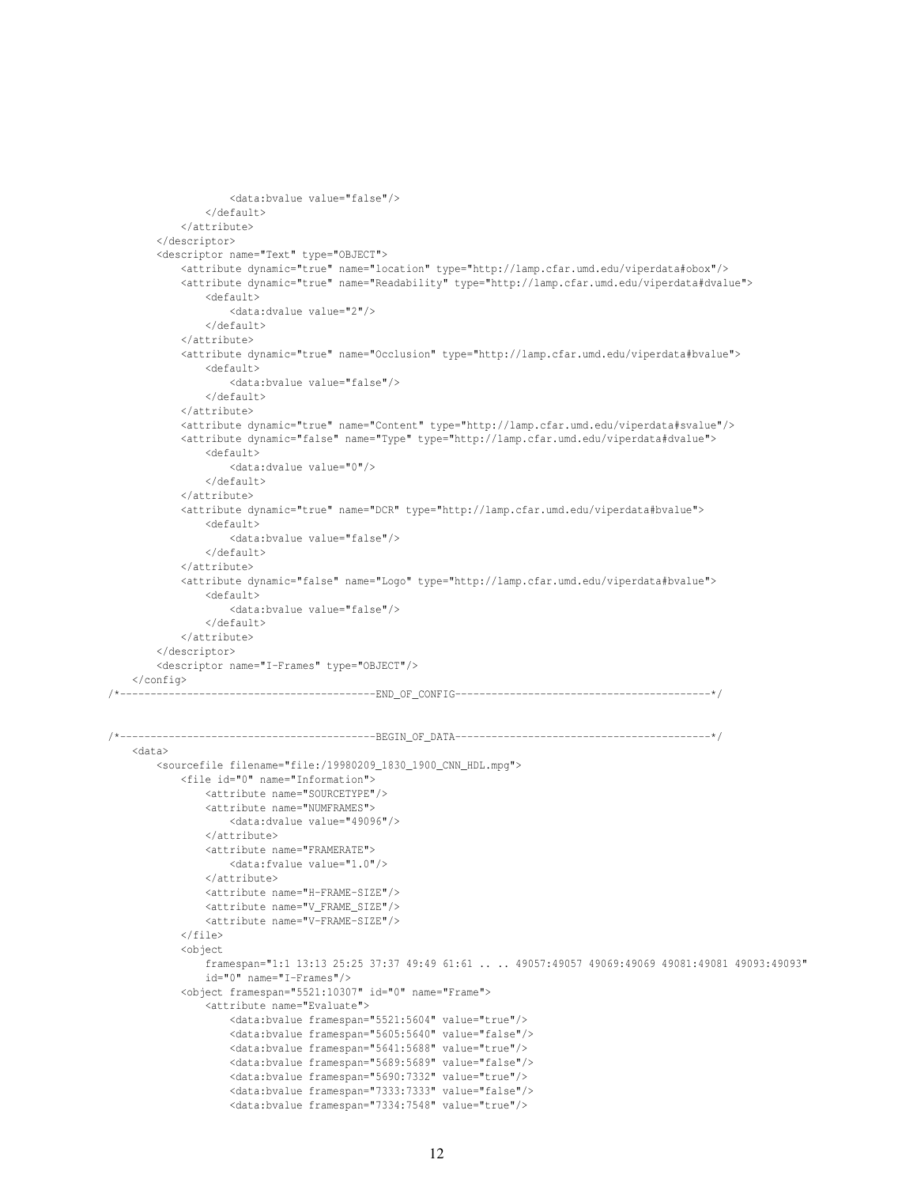```
                    <data:bvalue value="false"/>
                </default>
            </attribute>
        </descriptor>
        <descriptor name="Text" type="OBJECT">
            <attribute dynamic="true" name="location" type="http://lamp.cfar.umd.edu/viperdata#obox"/>
            <attribute dynamic="true" name="Readability" type="http://lamp.cfar.umd.edu/viperdata#dvalue">
                <default>
                    <data:dvalue value="2"/>
                </default>
            </attribute>
            <attribute dynamic="true" name="Occlusion" type="http://lamp.cfar.umd.edu/viperdata#bvalue">
                <default>
                    <data:bvalue value="false"/>
                </default>
            </attribute>
            <attribute dynamic="true" name="Content" type="http://lamp.cfar.umd.edu/viperdata#svalue"/>
            <attribute dynamic="false" name="Type" type="http://lamp.cfar.umd.edu/viperdata#dvalue">
                <default>
                    <data:dvalue value="0"/>
                </default>
            </attribute>
            <attribute dynamic="true" name="DCR" type="http://lamp.cfar.umd.edu/viperdata#bvalue">
                <default>
                    <data:bvalue value="false"/>
                </default>
            </attribute>
            <attribute dynamic="false" name="Logo" type="http://lamp.cfar.umd.edu/viperdata#bvalue">
                <default>
                    <data:bvalue value="false"/>
                </default>
            </attribute>
        </descriptor>
        <descriptor name="I-Frames" type="OBJECT"/>
    </config>
/*------------------------------------------END_OF_CONFIG------------------------------------------*/


/*------------------------------------------BEGIN_OF_DATA------------------------------------------*/
    <data>
        <sourcefile filename="file:/19980209_1830_1900_CNN_HDL.mpg">
            <file id="0" name="Information">
                <attribute name="SOURCETYPE"/>
                <attribute name="NUMFRAMES">
                    <data:dvalue value="49096"/>
                </attribute>
                <attribute name="FRAMERATE">
                    <data:fvalue value="1.0"/>
                </attribute>
                <attribute name="H-FRAME-SIZE"/>
                <attribute name="V_FRAME_SIZE"/>
                <attribute name="V-FRAME-SIZE"/>
            </file>
            <object
                framespan="1:1 13:13 25:25 37:37 49:49 61:61 .. .. 49057:49057 49069:49069 49081:49081 49093:49093"
                id="0" name="I-Frames"/>
            <object framespan="5521:10307" id="0" name="Frame">
                <attribute name="Evaluate">
                    <data:bvalue framespan="5521:5604" value="true"/>
                    <data:bvalue framespan="5605:5640" value="false"/>
                    <data:bvalue framespan="5641:5688" value="true"/>
                    <data:bvalue framespan="5689:5689" value="false"/>
                    <data:bvalue framespan="5690:7332" value="true"/>
                    <data:bvalue framespan="7333:7333" value="false"/>
                    <data:bvalue framespan="7334:7548" value="true"/>
```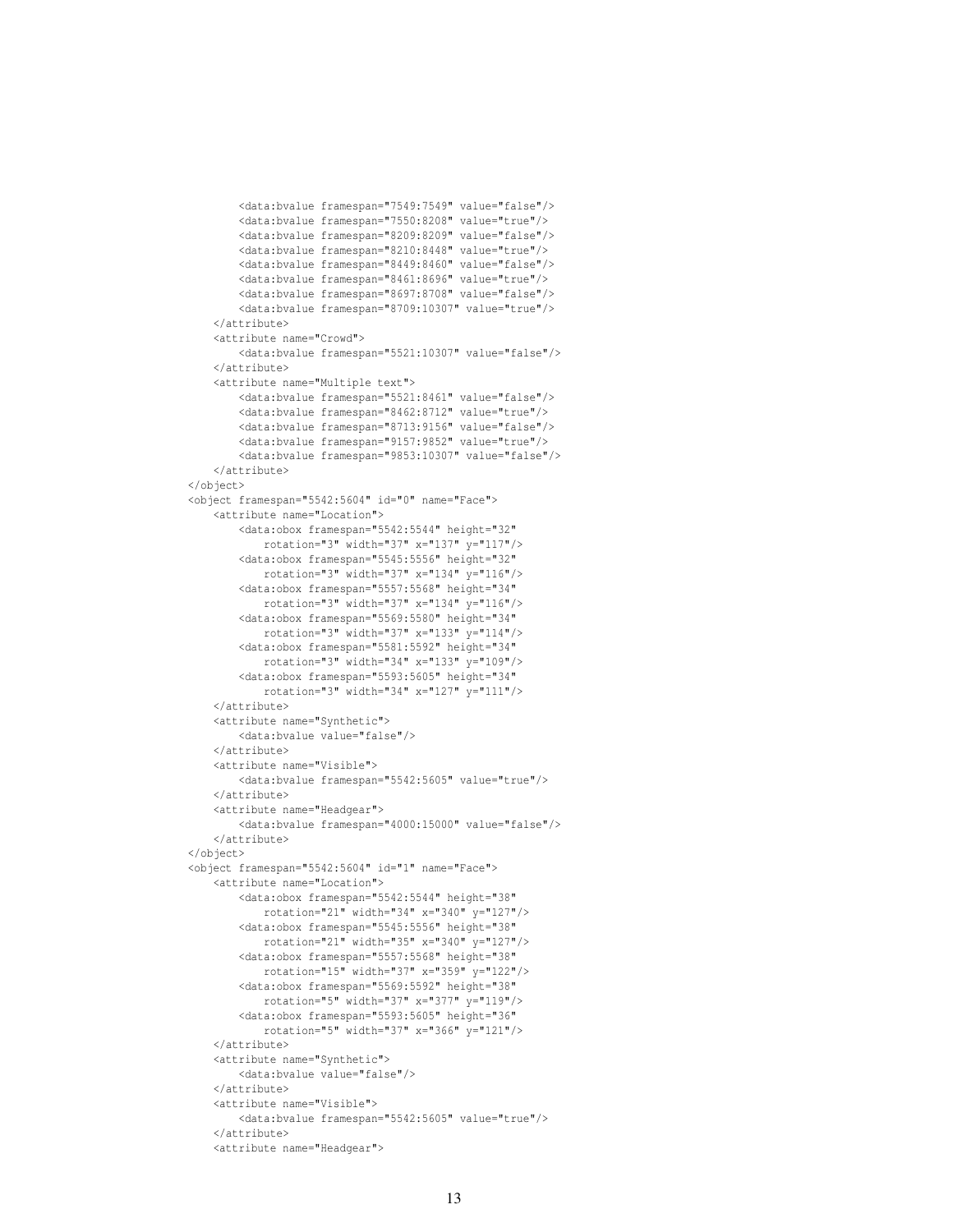```
            <data:bvalue framespan="7549:7549" value="false"/>
            <data:bvalue framespan="7550:8208" value="true"/>
            <data:bvalue framespan="8209:8209" value="false"/>
            <data:bvalue framespan="8210:8448" value="true"/>
            <data:bvalue framespan="8449:8460" value="false"/>
            <data:bvalue framespan="8461:8696" value="true"/>
            <data:bvalue framespan="8697:8708" value="false"/>
            <data:bvalue framespan="8709:10307" value="true"/>
        </attribute>
        <attribute name="Crowd">
            <data:bvalue framespan="5521:10307" value="false"/>
        </attribute>
        <attribute name="Multiple text">
            <data:bvalue framespan="5521:8461" value="false"/>
            <data:bvalue framespan="8462:8712" value="true"/>
            <data:bvalue framespan="8713:9156" value="false"/>
            <data:bvalue framespan="9157:9852" value="true"/>
            <data:bvalue framespan="9853:10307" value="false"/>
        </attribute>
    </object>
    <object framespan="5542:5604" id="0" name="Face">
        <attribute name="Location">
            <data:obox framespan="5542:5544" height="32"
                rotation="3" width="37" x="137" y="117"/>
            <data:obox framespan="5545:5556" height="32"
                rotation="3" width="37" x="134" y="116"/>
            <data:obox framespan="5557:5568" height="34"
                rotation="3" width="37" x="134" y="116"/>
            <data:obox framespan="5569:5580" height="34"
                rotation="3" width="37" x="133" y="114"/>
            <data:obox framespan="5581:5592" height="34"
                rotation="3" width="34" x="133" y="109"/>
            <data:obox framespan="5593:5605" height="34"
                rotation="3" width="34" x="127" y="111"/>
        </attribute>
        <attribute name="Synthetic">
            <data:bvalue value="false"/>
        </attribute>
        <attribute name="Visible">
            <data:bvalue framespan="5542:5605" value="true"/>
        </attribute>
        <attribute name="Headgear">
            <data:bvalue framespan="4000:15000" value="false"/>
        </attribute>
    </object>
    <object framespan="5542:5604" id="1" name="Face">
        <attribute name="Location">
            <data:obox framespan="5542:5544" height="38"
                rotation="21" width="34" x="340" y="127"/>
            <data:obox framespan="5545:5556" height="38"
                rotation="21" width="35" x="340" y="127"/>
            <data:obox framespan="5557:5568" height="38"
                rotation="15" width="37" x="359" y="122"/>
            <data:obox framespan="5569:5592" height="38"
                rotation="5" width="37" x="377" y="119"/>
            <data:obox framespan="5593:5605" height="36"
                rotation="5" width="37" x="366" y="121"/>
        </attribute>
        <attribute name="Synthetic">
            <data:bvalue value="false"/>
        </attribute>
        <attribute name="Visible">
            <data:bvalue framespan="5542:5605" value="true"/>
        </attribute>
        <attribute name="Headgear">
```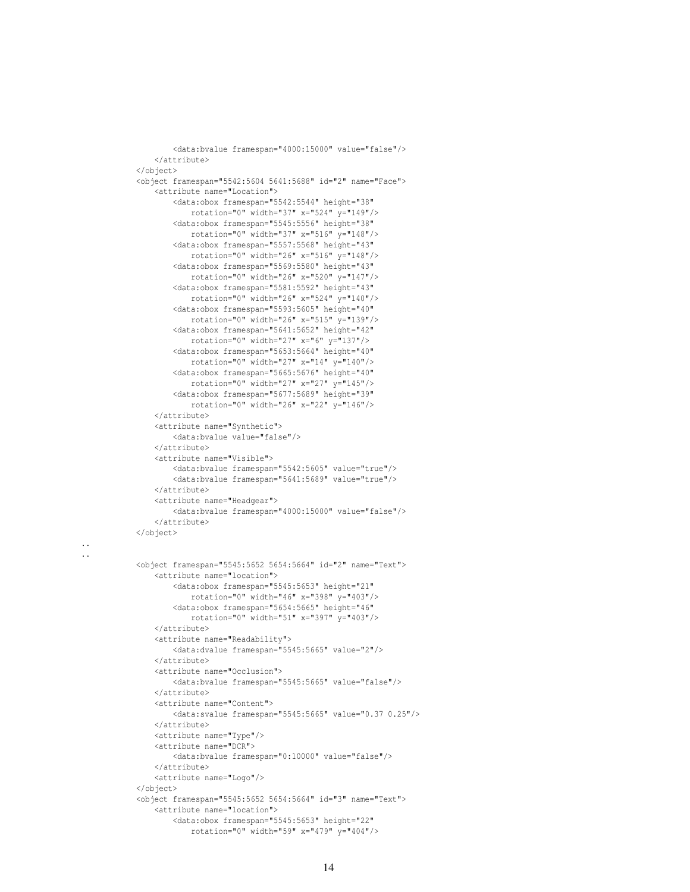```
            <data:bvalue framespan="4000:15000" value="false"/>
        </attribute>
    </object>
    <object framespan="5542:5604 5641:5688" id="2" name="Face">
        <attribute name="Location">
            <data:obox framespan="5542:5544" height="38"
                rotation="0" width="37" x="524" y="149"/>
            <data:obox framespan="5545:5556" height="38"
                rotation="0" width="37" x="516" y="148"/>
            <data:obox framespan="5557:5568" height="43"
                rotation="0" width="26" x="516" y="148"/>
            <data:obox framespan="5569:5580" height="43"
                rotation="0" width="26" x="520" y="147"/>
            <data:obox framespan="5581:5592" height="43"
                rotation="0" width="26" x="524" y="140"/>
            <data:obox framespan="5593:5605" height="40"
                rotation="0" width="26" x="515" y="139"/>
            <data:obox framespan="5641:5652" height="42"
                rotation="0" width="27" x="6" y="137"/>
            <data:obox framespan="5653:5664" height="40"
                rotation="0" width="27" x="14" y="140"/>
            <data:obox framespan="5665:5676" height="40"
                rotation="0" width="27" x="27" y="145"/>
            <data:obox framespan="5677:5689" height="39"
                rotation="0" width="26" x="22" y="146"/>
        </attribute>
        <attribute name="Synthetic">
            <data:bvalue value="false"/>
        </attribute>
        <attribute name="Visible">
            <data:bvalue framespan="5542:5605" value="true"/>
            <data:bvalue framespan="5641:5689" value="true"/>
        </attribute>
        <attribute name="Headgear">
            <data:bvalue framespan="4000:15000" value="false"/>
        </attribute>
    </object>
..
..
    <object framespan="5545:5652 5654:5664" id="2" name="Text">
        <attribute name="location">
            <data:obox framespan="5545:5653" height="21"
                rotation="0" width="46" x="398" y="403"/>
            <data:obox framespan="5654:5665" height="46"
                rotation="0" width="51" x="397" y="403"/>
        </attribute>
        <attribute name="Readability">
            <data:dvalue framespan="5545:5665" value="2"/>
        </attribute>
        <attribute name="Occlusion">
            <data:bvalue framespan="5545:5665" value="false"/>
        </attribute>
        <attribute name="Content">
            <data:svalue framespan="5545:5665" value="0.37 0.25"/>
        </attribute>
        <attribute name="Type"/>
        <attribute name="DCR">
            <data:bvalue framespan="0:10000" value="false"/>
        </attribute>
        <attribute name="Logo"/>
    </object>
    <object framespan="5545:5652 5654:5664" id="3" name="Text">
        <attribute name="location">
            <data:obox framespan="5545:5653" height="22"
                rotation="0" width="59" x="479" y="404"/>
```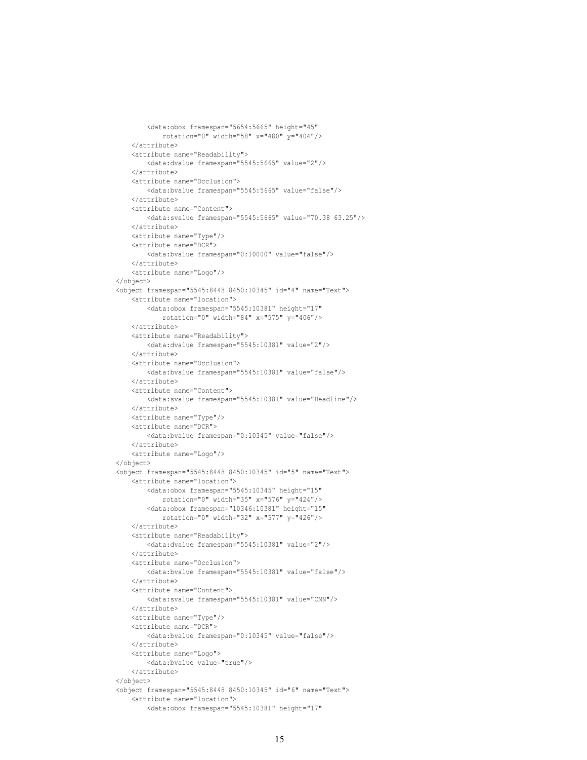```
            <data:obox framespan="5654:5665" height="45"
                rotation="0" width="58" x="480" y="404"/>
        </attribute>
        <attribute name="Readability">
            <data:dvalue framespan="5545:5665" value="2"/>
        </attribute>
        <attribute name="Occlusion">
            <data:bvalue framespan="5545:5665" value="false"/>
        </attribute>
        <attribute name="Content">
            <data:svalue framespan="5545:5665" value="70.38 63.25"/>
        </attribute>
        <attribute name="Type"/>
        <attribute name="DCR">
            <data:bvalue framespan="0:10000" value="false"/>
        </attribute>
        <attribute name="Logo"/>
    </object>
    <object framespan="5545:8448 8450:10345" id="4" name="Text">
        <attribute name="location">
            <data:obox framespan="5545:10381" height="17"
                rotation="0" width="84" x="575" y="406"/>
        </attribute>
        <attribute name="Readability">
            <data:dvalue framespan="5545:10381" value="2"/>
        </attribute>
        <attribute name="Occlusion">
            <data:bvalue framespan="5545:10381" value="false"/>
        </attribute>
        <attribute name="Content">
            <data:svalue framespan="5545:10381" value="Headline"/>
        </attribute>
        <attribute name="Type"/>
        <attribute name="DCR">
            <data:bvalue framespan="0:10345" value="false"/>
        </attribute>
        <attribute name="Logo"/>
    </object>
    <object framespan="5545:8448 8450:10345" id="5" name="Text">
        <attribute name="location">
            <data:obox framespan="5545:10345" height="15"
                rotation="0" width="35" x="576" y="424"/>
            <data:obox framespan="10346:10381" height="15"
                rotation="0" width="32" x="577" y="426"/>
        </attribute>
        <attribute name="Readability">
            <data:dvalue framespan="5545:10381" value="2"/>
        </attribute>
        <attribute name="Occlusion">
            <data:bvalue framespan="5545:10381" value="false"/>
        </attribute>
        <attribute name="Content">
            <data:svalue framespan="5545:10381" value="CNN"/>
        </attribute>
        <attribute name="Type"/>
        <attribute name="DCR">
            <data:bvalue framespan="0:10345" value="false"/>
        </attribute>
        <attribute name="Logo">
            <data:bvalue value="true"/>
        </attribute>
    </object>
    <object framespan="5545:8448 8450:10345" id="6" name="Text">
        <attribute name="location">
            <data:obox framespan="5545:10381" height="17"
```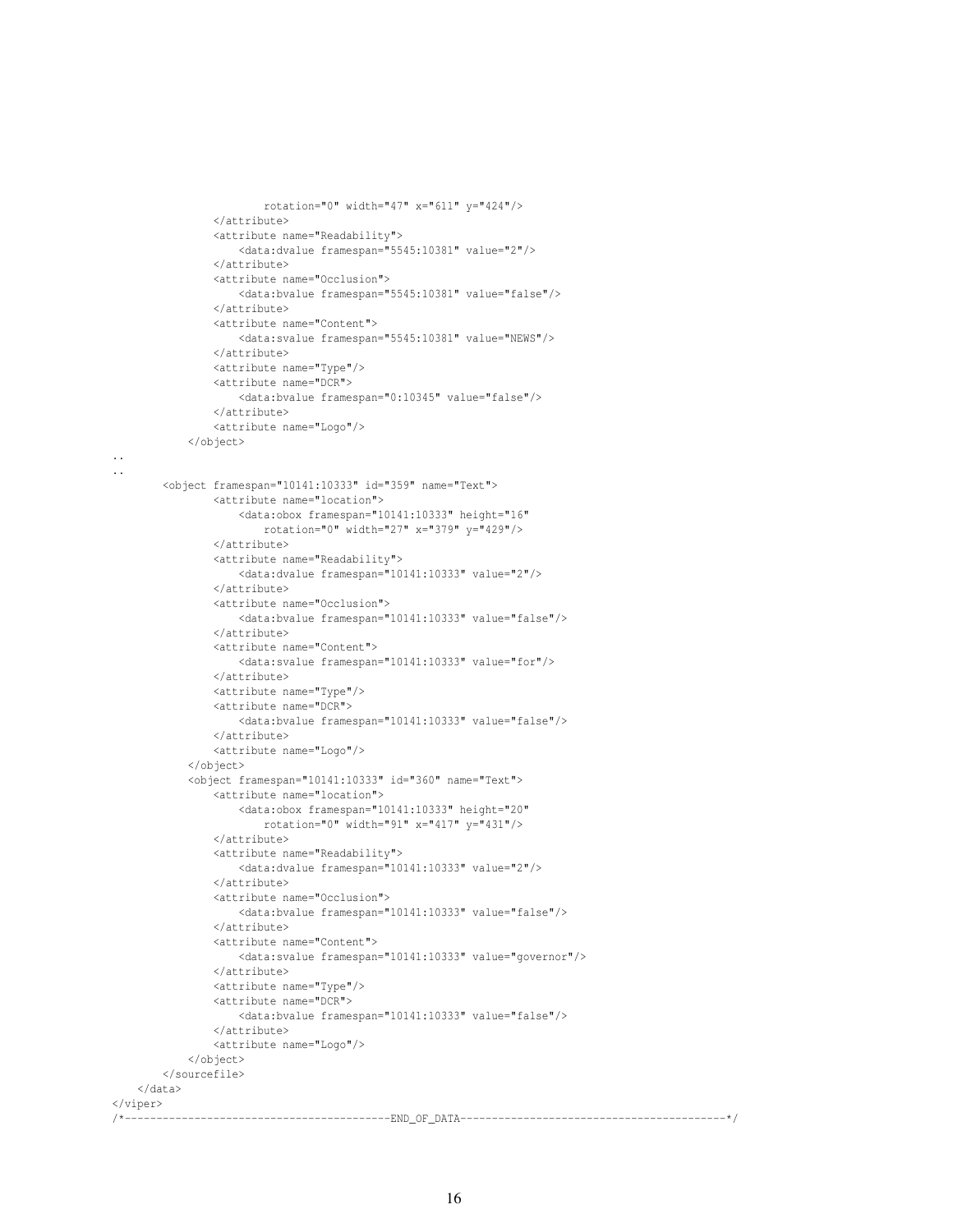```
                        rotation="0" width="47" x="611" y="424"/>
                </attribute>
                <attribute name="Readability">
                    <data:dvalue framespan="5545:10381" value="2"/>
                </attribute>
                <attribute name="Occlusion">
                    <data:bvalue framespan="5545:10381" value="false"/>
                </attribute>
                <attribute name="Content">
                    <data:svalue framespan="5545:10381" value="NEWS"/>
                </attribute>
                <attribute name="Type"/>
                <attribute name="DCR">
                    <data:bvalue framespan="0:10345" value="false"/>
                </attribute>
                <attribute name="Logo"/>
            </object>
..
..
        <object framespan="10141:10333" id="359" name="Text">
                <attribute name="location">
                    <data:obox framespan="10141:10333" height="16"
                        rotation="0" width="27" x="379" y="429"/>
                </attribute>
                <attribute name="Readability">
                    <data:dvalue framespan="10141:10333" value="2"/>
                </attribute>
                <attribute name="Occlusion">
                    <data:bvalue framespan="10141:10333" value="false"/>
                </attribute>
                <attribute name="Content">
                    <data:svalue framespan="10141:10333" value="for"/>
                </attribute>
                <attribute name="Type"/>
                <attribute name="DCR">
                    <data:bvalue framespan="10141:10333" value="false"/>
                </attribute>
                <attribute name="Logo"/>
            </object>
            <object framespan="10141:10333" id="360" name="Text">
                <attribute name="location">
                    <data:obox framespan="10141:10333" height="20"
                        rotation="0" width="91" x="417" y="431"/>
                </attribute>
                <attribute name="Readability">
                    <data:dvalue framespan="10141:10333" value="2"/>
                </attribute>
                <attribute name="Occlusion">
                    <data:bvalue framespan="10141:10333" value="false"/>
                </attribute>
                <attribute name="Content">
                    <data:svalue framespan="10141:10333" value="governor"/>
                </attribute>
                <attribute name="Type"/>
                <attribute name="DCR">
                    <data:bvalue framespan="10141:10333" value="false"/>
                </attribute>
                <attribute name="Logo"/>
            </object>
        </sourcefile>
    </data>
</viper>
/*-----------------------------------------END_OF_DATA-----------------------------------------*/
```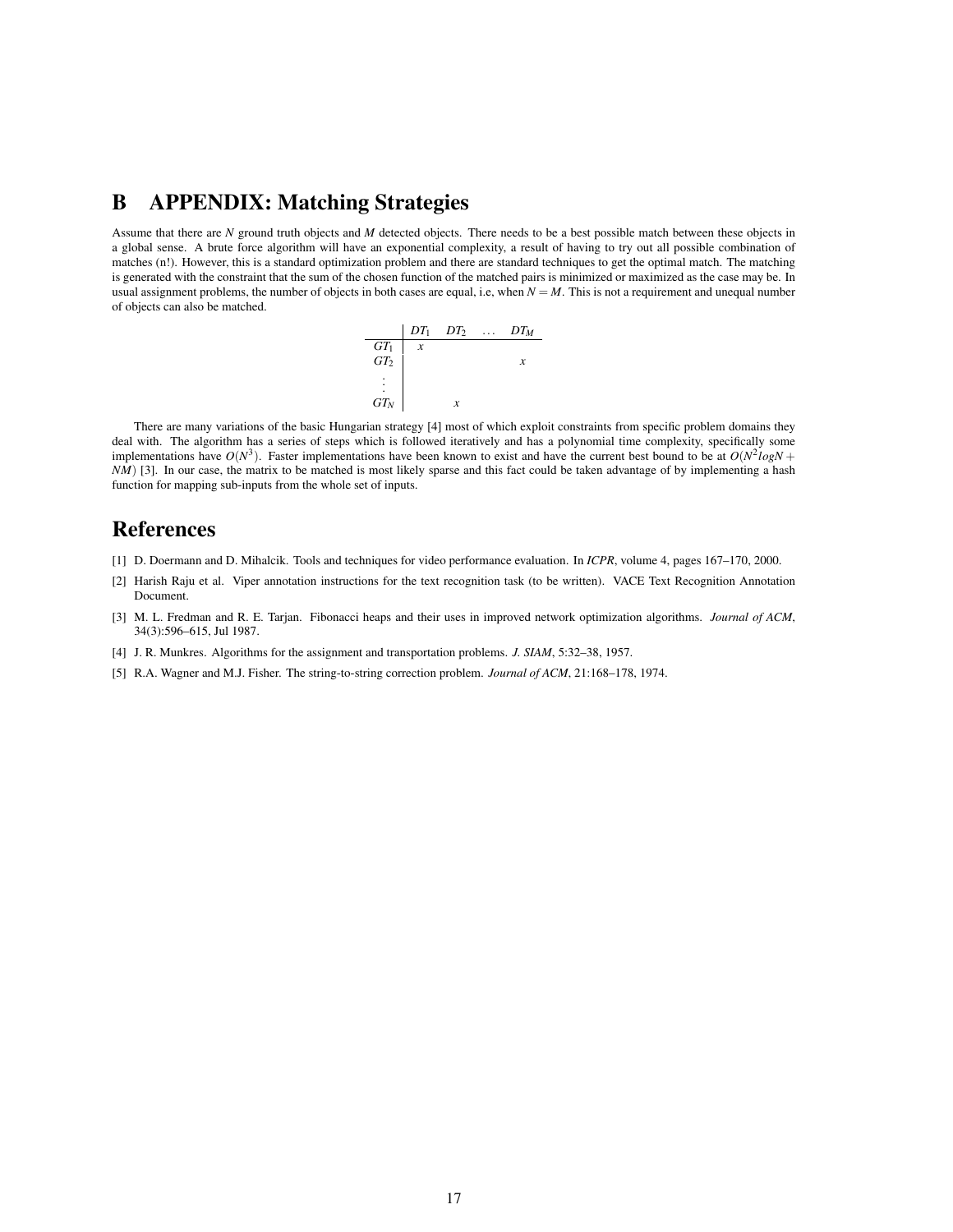# B APPENDIX: Matching Strategies

Assume that there are $N$ ground truth objects and $M$ detected objects. There needs to be a best possible match between these objects in a global sense. A brute force algorithm will have an exponential complexity, a result of having to try out all possible combination of matches (n!). However, this is a standard optimization problem and there are standard techniques to get the optimal match. The matching is generated with the constraint that the sum of the chosen function of the matched pairs is minimized or maximized as the case may be. In usual assignment problems, the number of objects in both cases are equal, i.e, when $N = M$. This is not a requirement and unequal number of objects can also be matched.

| | $DT_1$ | $DT_2$ | $\ldots$ | $DT_M$ |
|---|---|---|---|---|
| $GT_1$ | $x$ | | | |
| $GT_2$ | | | | $x$ |
| $\vdots$ | | | | |
| $GT_N$ | | $x$ | | |

There are many variations of the basic Hungarian strategy [4] most of which exploit constraints from specific problem domains they deal with. The algorithm has a series of steps which is followed iteratively and has a polynomial time complexity, specifically some implementations have $O(N^3)$. Faster implementations have been known to exist and have the current best bound to be at $O(N^2 logN + NM)$ [3]. In our case, the matrix to be matched is most likely sparse and this fact could be taken advantage of by implementing a hash function for mapping sub-inputs from the whole set of inputs.

# References

[1] D. Doermann and D. Mihalcik. Tools and techniques for video performance evaluation. In *ICPR*, volume 4, pages 167–170, 2000.

[2] Harish Raju et al. Viper annotation instructions for the text recognition task (to be written). VACE Text Recognition Annotation Document.

[3] M. L. Fredman and R. E. Tarjan. Fibonacci heaps and their uses in improved network optimization algorithms. *Journal of ACM*, 34(3):596–615, Jul 1987.

[4] J. R. Munkres. Algorithms for the assignment and transportation problems. *J. SIAM*, 5:32–38, 1957.

[5] R.A. Wagner and M.J. Fisher. The string-to-string correction problem. *Journal of ACM*, 21:168–178, 1974.